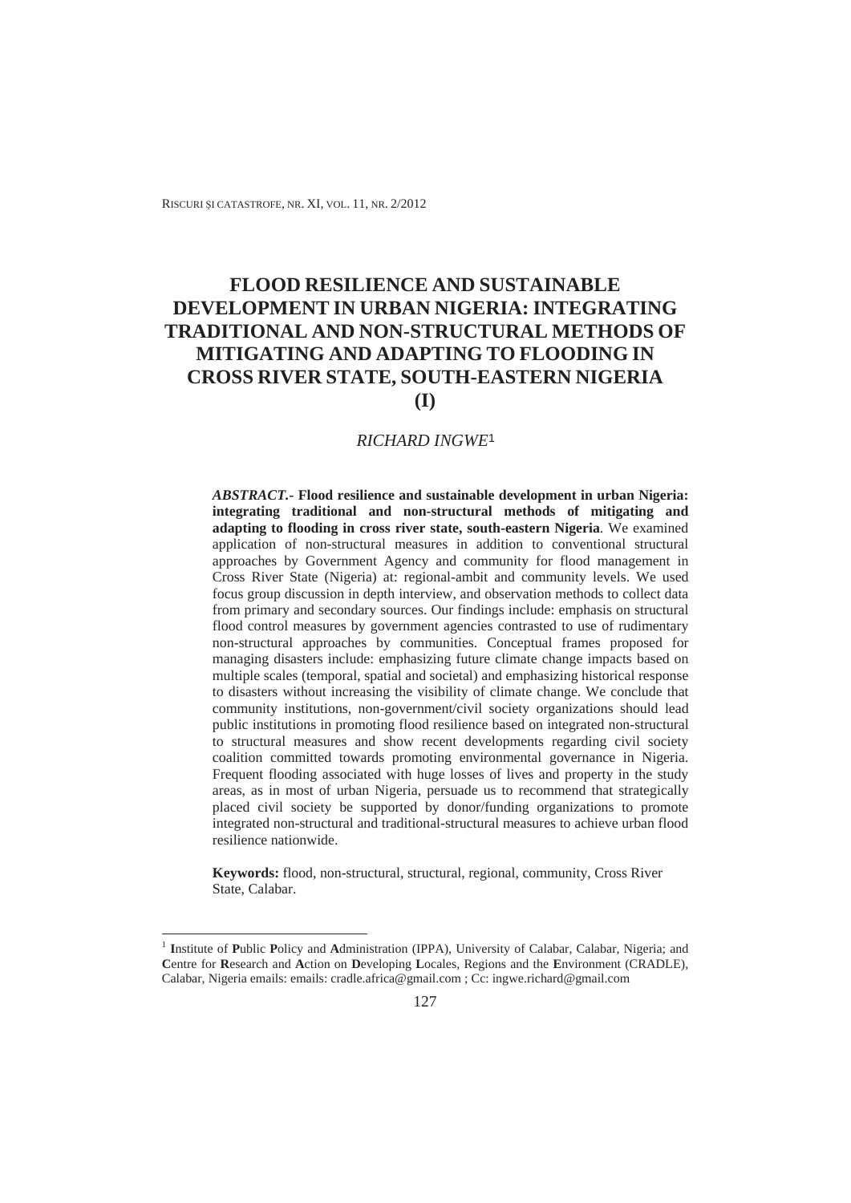# FLOOD RESILIENCE AND SUSTAINABLE DEVELOPMENT IN URBAN NIGERIA: INTEGRATING TRADITIONAL AND NON-STRUCTURAL METHODS OF MITIGATING AND ADAPTING TO FLOODING IN CROSS RIVER STATE, SOUTH-EASTERN NIGERIA (I)

*RICHARD INGWE*[1]

***ABSTRACT.*- Flood resilience and sustainable development in urban Nigeria: integrating traditional and non-structural methods of mitigating and adapting to flooding in cross river state, south-eastern Nigeria**. We examined application of non-structural measures in addition to conventional structural approaches by Government Agency and community for flood management in Cross River State (Nigeria) at: regional-ambit and community levels. We used focus group discussion in depth interview, and observation methods to collect data from primary and secondary sources. Our findings include: emphasis on structural flood control measures by government agencies contrasted to use of rudimentary non-structural approaches by communities. Conceptual frames proposed for managing disasters include: emphasizing future climate change impacts based on multiple scales (temporal, spatial and societal) and emphasizing historical response to disasters without increasing the visibility of climate change. We conclude that community institutions, non-government/civil society organizations should lead public institutions in promoting flood resilience based on integrated non-structural to structural measures and show recent developments regarding civil society coalition committed towards promoting environmental governance in Nigeria. Frequent flooding associated with huge losses of lives and property in the study areas, as in most of urban Nigeria, persuade us to recommend that strategically placed civil society be supported by donor/funding organizations to promote integrated non-structural and traditional-structural measures to achieve urban flood resilience nationwide.

**Keywords:** flood, non-structural, structural, regional, community, Cross River State, Calabar.

---

[1] **I**nstitute of **P**ublic **P**olicy and **A**dministration (IPPA), University of Calabar, Calabar, Nigeria; and **C**entre for **R**esearch and **A**ction on **D**eveloping **L**ocales, Regions and the **E**nvironment (CRADLE), Calabar, Nigeria emails: emails: cradle.africa@gmail.com ; Cc: ingwe.richard@gmail.com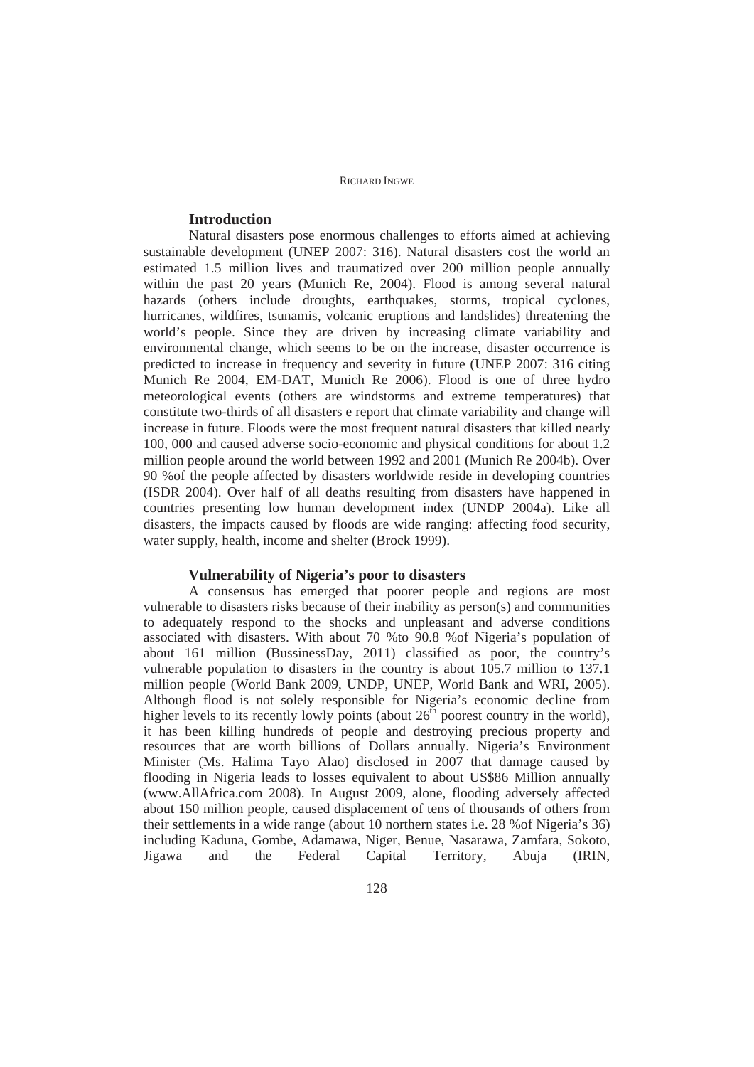## Introduction

Natural disasters pose enormous challenges to efforts aimed at achieving sustainable development (UNEP 2007: 316). Natural disasters cost the world an estimated 1.5 million lives and traumatized over 200 million people annually within the past 20 years (Munich Re, 2004). Flood is among several natural hazards (others include droughts, earthquakes, storms, tropical cyclones, hurricanes, wildfires, tsunamis, volcanic eruptions and landslides) threatening the world's people. Since they are driven by increasing climate variability and environmental change, which seems to be on the increase, disaster occurrence is predicted to increase in frequency and severity in future (UNEP 2007: 316 citing Munich Re 2004, EM-DAT, Munich Re 2006). Flood is one of three hydro meteorological events (others are windstorms and extreme temperatures) that constitute two-thirds of all disasters e report that climate variability and change will increase in future. Floods were the most frequent natural disasters that killed nearly 100, 000 and caused adverse socio-economic and physical conditions for about 1.2 million people around the world between 1992 and 2001 (Munich Re 2004b). Over 90 %of the people affected by disasters worldwide reside in developing countries (ISDR 2004). Over half of all deaths resulting from disasters have happened in countries presenting low human development index (UNDP 2004a). Like all disasters, the impacts caused by floods are wide ranging: affecting food security, water supply, health, income and shelter (Brock 1999).

## Vulnerability of Nigeria's poor to disasters

A consensus has emerged that poorer people and regions are most vulnerable to disasters risks because of their inability as person(s) and communities to adequately respond to the shocks and unpleasant and adverse conditions associated with disasters. With about 70 %to 90.8 %of Nigeria's population of about 161 million (BussinessDay, 2011) classified as poor, the country's vulnerable population to disasters in the country is about 105.7 million to 137.1 million people (World Bank 2009, UNDP, UNEP, World Bank and WRI, 2005). Although flood is not solely responsible for Nigeria's economic decline from higher levels to its recently lowly points (about 26th poorest country in the world), it has been killing hundreds of people and destroying precious property and resources that are worth billions of Dollars annually. Nigeria's Environment Minister (Ms. Halima Tayo Alao) disclosed in 2007 that damage caused by flooding in Nigeria leads to losses equivalent to about US$86 Million annually (www.AllAfrica.com 2008). In August 2009, alone, flooding adversely affected about 150 million people, caused displacement of tens of thousands of others from their settlements in a wide range (about 10 northern states i.e. 28 %of Nigeria's 36) including Kaduna, Gombe, Adamawa, Niger, Benue, Nasarawa, Zamfara, Sokoto, Jigawa and the Federal Capital Territory, Abuja (IRIN,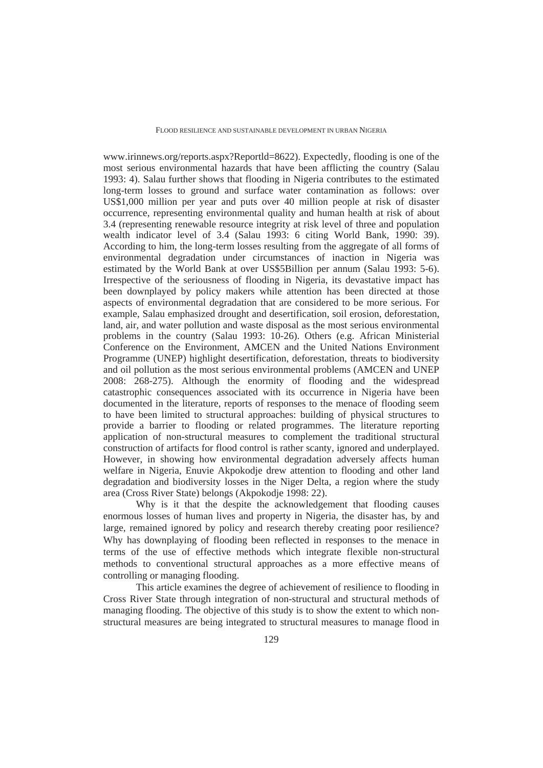www.irinnews.org/reports.aspx?Reportld=8622). Expectedly, flooding is one of the most serious environmental hazards that have been afflicting the country (Salau 1993: 4). Salau further shows that flooding in Nigeria contributes to the estimated long-term losses to ground and surface water contamination as follows: over US$1,000 million per year and puts over 40 million people at risk of disaster occurrence, representing environmental quality and human health at risk of about 3.4 (representing renewable resource integrity at risk level of three and population wealth indicator level of 3.4 (Salau 1993: 6 citing World Bank, 1990: 39). According to him, the long-term losses resulting from the aggregate of all forms of environmental degradation under circumstances of inaction in Nigeria was estimated by the World Bank at over US$5Billion per annum (Salau 1993: 5-6). Irrespective of the seriousness of flooding in Nigeria, its devastative impact has been downplayed by policy makers while attention has been directed at those aspects of environmental degradation that are considered to be more serious. For example, Salau emphasized drought and desertification, soil erosion, deforestation, land, air, and water pollution and waste disposal as the most serious environmental problems in the country (Salau 1993: 10-26). Others (e.g. African Ministerial Conference on the Environment, AMCEN and the United Nations Environment Programme (UNEP) highlight desertification, deforestation, threats to biodiversity and oil pollution as the most serious environmental problems (AMCEN and UNEP 2008: 268-275). Although the enormity of flooding and the widespread catastrophic consequences associated with its occurrence in Nigeria have been documented in the literature, reports of responses to the menace of flooding seem to have been limited to structural approaches: building of physical structures to provide a barrier to flooding or related programmes. The literature reporting application of non-structural measures to complement the traditional structural construction of artifacts for flood control is rather scanty, ignored and underplayed. However, in showing how environmental degradation adversely affects human welfare in Nigeria, Enuvie Akpokodje drew attention to flooding and other land degradation and biodiversity losses in the Niger Delta, a region where the study area (Cross River State) belongs (Akpokodje 1998: 22).

Why is it that the despite the acknowledgement that flooding causes enormous losses of human lives and property in Nigeria, the disaster has, by and large, remained ignored by policy and research thereby creating poor resilience? Why has downplaying of flooding been reflected in responses to the menace in terms of the use of effective methods which integrate flexible non-structural methods to conventional structural approaches as a more effective means of controlling or managing flooding.

This article examines the degree of achievement of resilience to flooding in Cross River State through integration of non-structural and structural methods of managing flooding. The objective of this study is to show the extent to which non-structural measures are being integrated to structural measures to manage flood in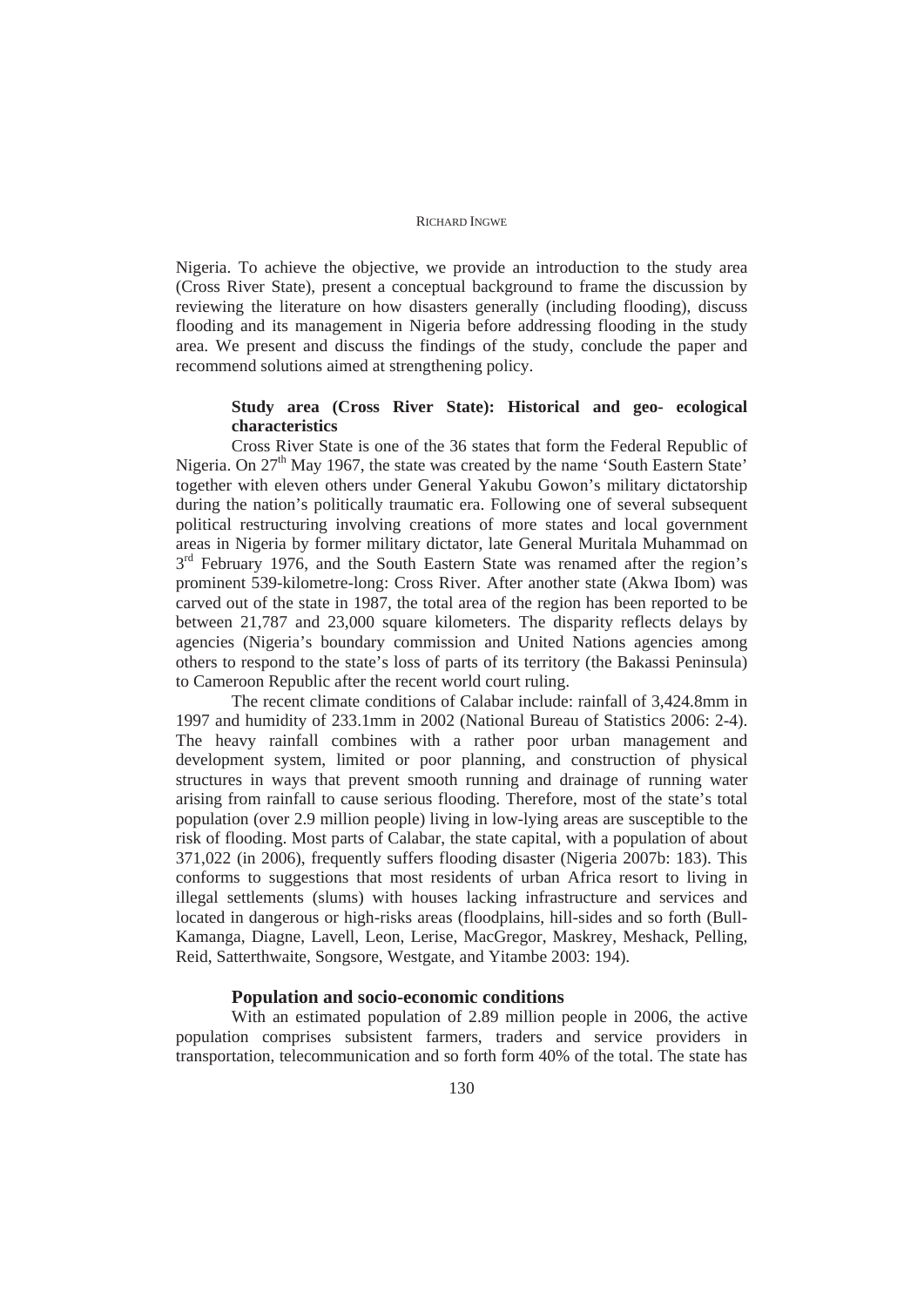Nigeria. To achieve the objective, we provide an introduction to the study area (Cross River State), present a conceptual background to frame the discussion by reviewing the literature on how disasters generally (including flooding), discuss flooding and its management in Nigeria before addressing flooding in the study area. We present and discuss the findings of the study, conclude the paper and recommend solutions aimed at strengthening policy.

### Study area (Cross River State): Historical and geo- ecological characteristics

Cross River State is one of the 36 states that form the Federal Republic of Nigeria. On 27th May 1967, the state was created by the name 'South Eastern State' together with eleven others under General Yakubu Gowon's military dictatorship during the nation's politically traumatic era. Following one of several subsequent political restructuring involving creations of more states and local government areas in Nigeria by former military dictator, late General Muritala Muhammad on 3rd February 1976, and the South Eastern State was renamed after the region's prominent 539-kilometre-long: Cross River. After another state (Akwa Ibom) was carved out of the state in 1987, the total area of the region has been reported to be between 21,787 and 23,000 square kilometers. The disparity reflects delays by agencies (Nigeria's boundary commission and United Nations agencies among others to respond to the state's loss of parts of its territory (the Bakassi Peninsula) to Cameroon Republic after the recent world court ruling.

The recent climate conditions of Calabar include: rainfall of 3,424.8mm in 1997 and humidity of 233.1mm in 2002 (National Bureau of Statistics 2006: 2-4). The heavy rainfall combines with a rather poor urban management and development system, limited or poor planning, and construction of physical structures in ways that prevent smooth running and drainage of running water arising from rainfall to cause serious flooding. Therefore, most of the state's total population (over 2.9 million people) living in low-lying areas are susceptible to the risk of flooding. Most parts of Calabar, the state capital, with a population of about 371,022 (in 2006), frequently suffers flooding disaster (Nigeria 2007b: 183). This conforms to suggestions that most residents of urban Africa resort to living in illegal settlements (slums) with houses lacking infrastructure and services and located in dangerous or high-risks areas (floodplains, hill-sides and so forth (Bull-Kamanga, Diagne, Lavell, Leon, Lerise, MacGregor, Maskrey, Meshack, Pelling, Reid, Satterthwaite, Songsore, Westgate, and Yitambe 2003: 194).

### Population and socio-economic conditions

With an estimated population of 2.89 million people in 2006, the active population comprises subsistent farmers, traders and service providers in transportation, telecommunication and so forth form 40% of the total. The state has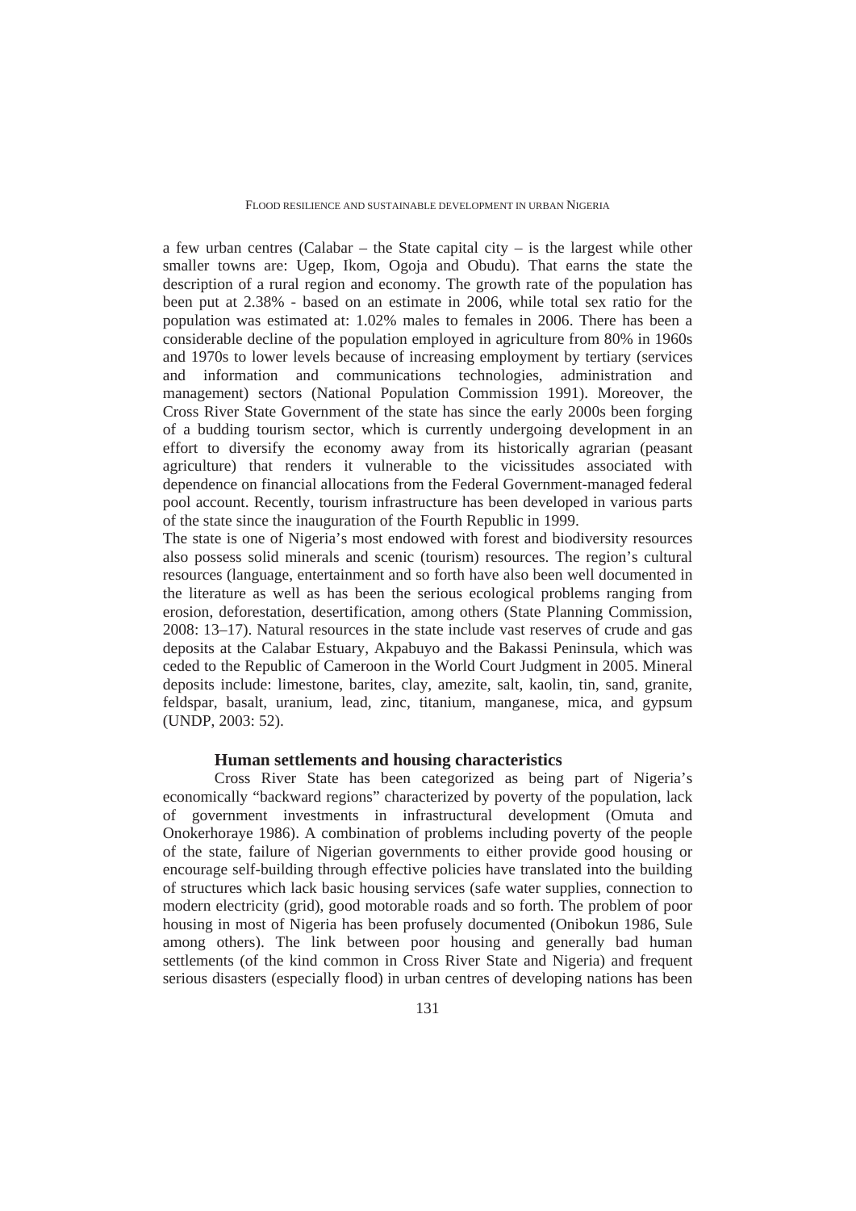a few urban centres (Calabar – the State capital city – is the largest while other smaller towns are: Ugep, Ikom, Ogoja and Obudu). That earns the state the description of a rural region and economy. The growth rate of the population has been put at 2.38% - based on an estimate in 2006, while total sex ratio for the population was estimated at: 1.02% males to females in 2006. There has been a considerable decline of the population employed in agriculture from 80% in 1960s and 1970s to lower levels because of increasing employment by tertiary (services and information and communications technologies, administration and management) sectors (National Population Commission 1991). Moreover, the Cross River State Government of the state has since the early 2000s been forging of a budding tourism sector, which is currently undergoing development in an effort to diversify the economy away from its historically agrarian (peasant agriculture) that renders it vulnerable to the vicissitudes associated with dependence on financial allocations from the Federal Government-managed federal pool account. Recently, tourism infrastructure has been developed in various parts of the state since the inauguration of the Fourth Republic in 1999.

The state is one of Nigeria's most endowed with forest and biodiversity resources also possess solid minerals and scenic (tourism) resources. The region's cultural resources (language, entertainment and so forth have also been well documented in the literature as well as has been the serious ecological problems ranging from erosion, deforestation, desertification, among others (State Planning Commission, 2008: 13–17). Natural resources in the state include vast reserves of crude and gas deposits at the Calabar Estuary, Akpabuyo and the Bakassi Peninsula, which was ceded to the Republic of Cameroon in the World Court Judgment in 2005. Mineral deposits include: limestone, barites, clay, amezite, salt, kaolin, tin, sand, granite, feldspar, basalt, uranium, lead, zinc, titanium, manganese, mica, and gypsum (UNDP, 2003: 52).

## Human settlements and housing characteristics

Cross River State has been categorized as being part of Nigeria's economically "backward regions" characterized by poverty of the population, lack of government investments in infrastructural development (Omuta and Onokerhoraye 1986). A combination of problems including poverty of the people of the state, failure of Nigerian governments to either provide good housing or encourage self-building through effective policies have translated into the building of structures which lack basic housing services (safe water supplies, connection to modern electricity (grid), good motorable roads and so forth. The problem of poor housing in most of Nigeria has been profusely documented (Onibokun 1986, Sule among others). The link between poor housing and generally bad human settlements (of the kind common in Cross River State and Nigeria) and frequent serious disasters (especially flood) in urban centres of developing nations has been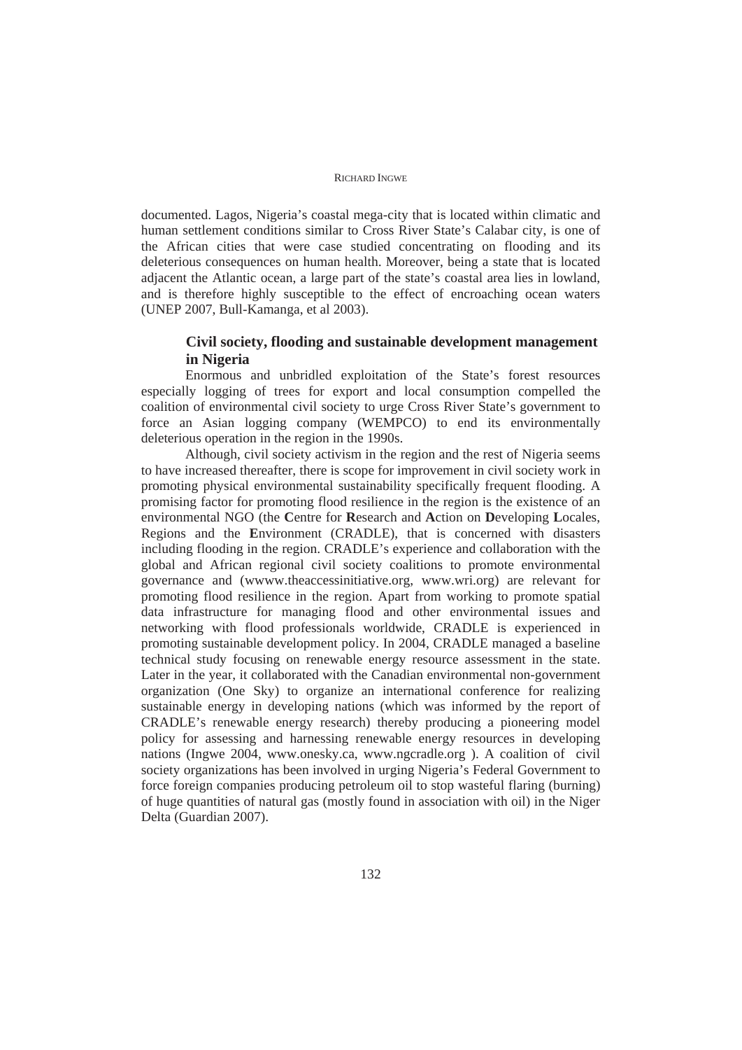documented. Lagos, Nigeria's coastal mega-city that is located within climatic and human settlement conditions similar to Cross River State's Calabar city, is one of the African cities that were case studied concentrating on flooding and its deleterious consequences on human health. Moreover, being a state that is located adjacent the Atlantic ocean, a large part of the state's coastal area lies in lowland, and is therefore highly susceptible to the effect of encroaching ocean waters (UNEP 2007, Bull-Kamanga, et al 2003).

## Civil society, flooding and sustainable development management in Nigeria

Enormous and unbridled exploitation of the State's forest resources especially logging of trees for export and local consumption compelled the coalition of environmental civil society to urge Cross River State's government to force an Asian logging company (WEMPCO) to end its environmentally deleterious operation in the region in the 1990s.

Although, civil society activism in the region and the rest of Nigeria seems to have increased thereafter, there is scope for improvement in civil society work in promoting physical environmental sustainability specifically frequent flooding. A promising factor for promoting flood resilience in the region is the existence of an environmental NGO (the **C**entre for **R**esearch and **A**ction on **D**eveloping **L**ocales, Regions and the **E**nvironment (CRADLE), that is concerned with disasters including flooding in the region. CRADLE's experience and collaboration with the global and African regional civil society coalitions to promote environmental governance and (wwww.theaccessinitiative.org, www.wri.org) are relevant for promoting flood resilience in the region. Apart from working to promote spatial data infrastructure for managing flood and other environmental issues and networking with flood professionals worldwide, CRADLE is experienced in promoting sustainable development policy. In 2004, CRADLE managed a baseline technical study focusing on renewable energy resource assessment in the state. Later in the year, it collaborated with the Canadian environmental non-government organization (One Sky) to organize an international conference for realizing sustainable energy in developing nations (which was informed by the report of CRADLE's renewable energy research) thereby producing a pioneering model policy for assessing and harnessing renewable energy resources in developing nations (Ingwe 2004, www.onesky.ca, www.ngcradle.org ). A coalition of civil society organizations has been involved in urging Nigeria's Federal Government to force foreign companies producing petroleum oil to stop wasteful flaring (burning) of huge quantities of natural gas (mostly found in association with oil) in the Niger Delta (Guardian 2007).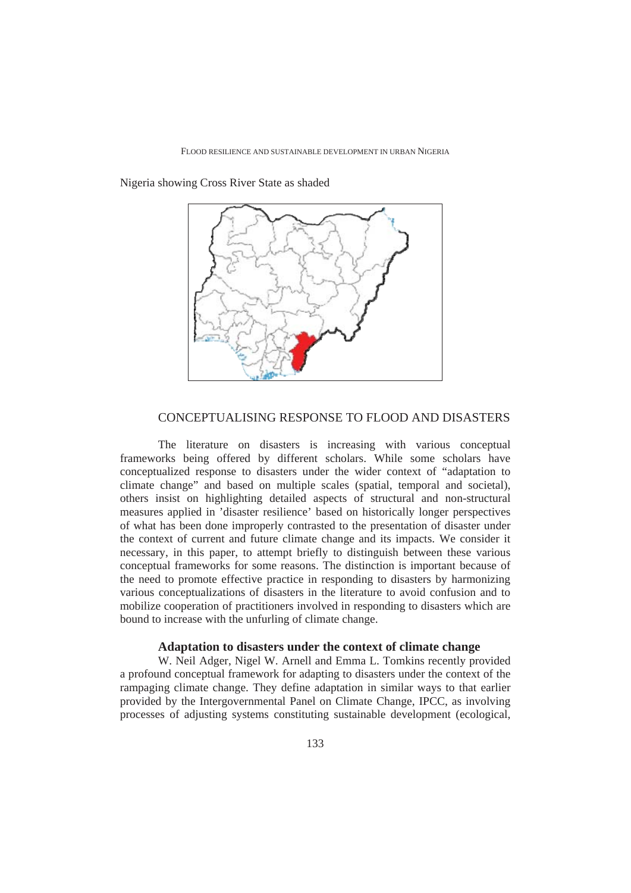Nigeria showing Cross River State as shaded

## CONCEPTUALISING RESPONSE TO FLOOD AND DISASTERS

The literature on disasters is increasing with various conceptual frameworks being offered by different scholars. While some scholars have conceptualized response to disasters under the wider context of "adaptation to climate change" and based on multiple scales (spatial, temporal and societal), others insist on highlighting detailed aspects of structural and non-structural measures applied in 'disaster resilience' based on historically longer perspectives of what has been done improperly contrasted to the presentation of disaster under the context of current and future climate change and its impacts. We consider it necessary, in this paper, to attempt briefly to distinguish between these various conceptual frameworks for some reasons. The distinction is important because of the need to promote effective practice in responding to disasters by harmonizing various conceptualizations of disasters in the literature to avoid confusion and to mobilize cooperation of practitioners involved in responding to disasters which are bound to increase with the unfurling of climate change.

### Adaptation to disasters under the context of climate change

W. Neil Adger, Nigel W. Arnell and Emma L. Tomkins recently provided a profound conceptual framework for adapting to disasters under the context of the rampaging climate change. They define adaptation in similar ways to that earlier provided by the Intergovernmental Panel on Climate Change, IPCC, as involving processes of adjusting systems constituting sustainable development (ecological,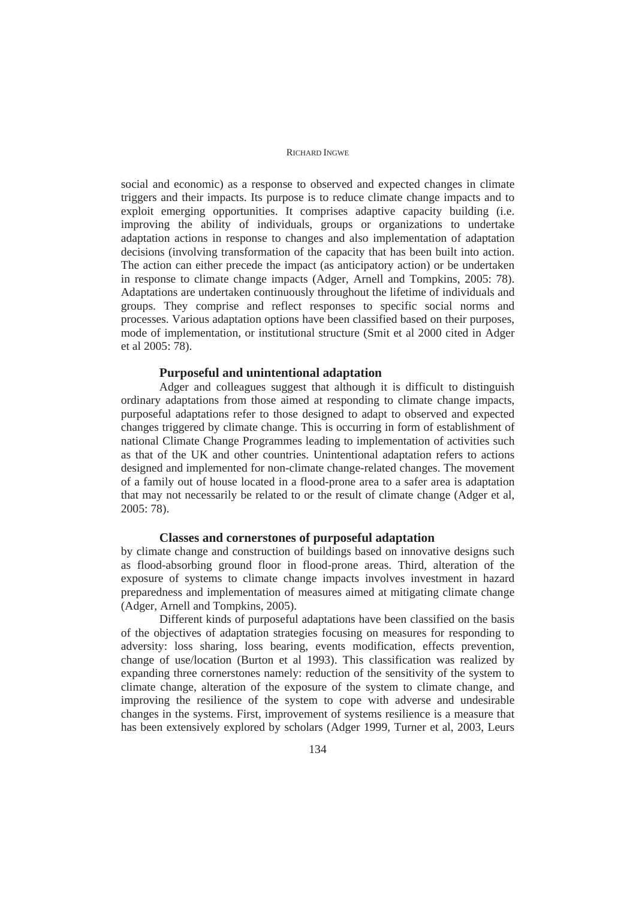social and economic) as a response to observed and expected changes in climate triggers and their impacts. Its purpose is to reduce climate change impacts and to exploit emerging opportunities. It comprises adaptive capacity building (i.e. improving the ability of individuals, groups or organizations to undertake adaptation actions in response to changes and also implementation of adaptation decisions (involving transformation of the capacity that has been built into action. The action can either precede the impact (as anticipatory action) or be undertaken in response to climate change impacts (Adger, Arnell and Tompkins, 2005: 78). Adaptations are undertaken continuously throughout the lifetime of individuals and groups. They comprise and reflect responses to specific social norms and processes. Various adaptation options have been classified based on their purposes, mode of implementation, or institutional structure (Smit et al 2000 cited in Adger et al 2005: 78).

### Purposeful and unintentional adaptation

Adger and colleagues suggest that although it is difficult to distinguish ordinary adaptations from those aimed at responding to climate change impacts, purposeful adaptations refer to those designed to adapt to observed and expected changes triggered by climate change. This is occurring in form of establishment of national Climate Change Programmes leading to implementation of activities such as that of the UK and other countries. Unintentional adaptation refers to actions designed and implemented for non-climate change-related changes. The movement of a family out of house located in a flood-prone area to a safer area is adaptation that may not necessarily be related to or the result of climate change (Adger et al, 2005: 78).

### Classes and cornerstones of purposeful adaptation

by climate change and construction of buildings based on innovative designs such as flood-absorbing ground floor in flood-prone areas. Third, alteration of the exposure of systems to climate change impacts involves investment in hazard preparedness and implementation of measures aimed at mitigating climate change (Adger, Arnell and Tompkins, 2005).

Different kinds of purposeful adaptations have been classified on the basis of the objectives of adaptation strategies focusing on measures for responding to adversity: loss sharing, loss bearing, events modification, effects prevention, change of use/location (Burton et al 1993). This classification was realized by expanding three cornerstones namely: reduction of the sensitivity of the system to climate change, alteration of the exposure of the system to climate change, and improving the resilience of the system to cope with adverse and undesirable changes in the systems. First, improvement of systems resilience is a measure that has been extensively explored by scholars (Adger 1999, Turner et al, 2003, Leurs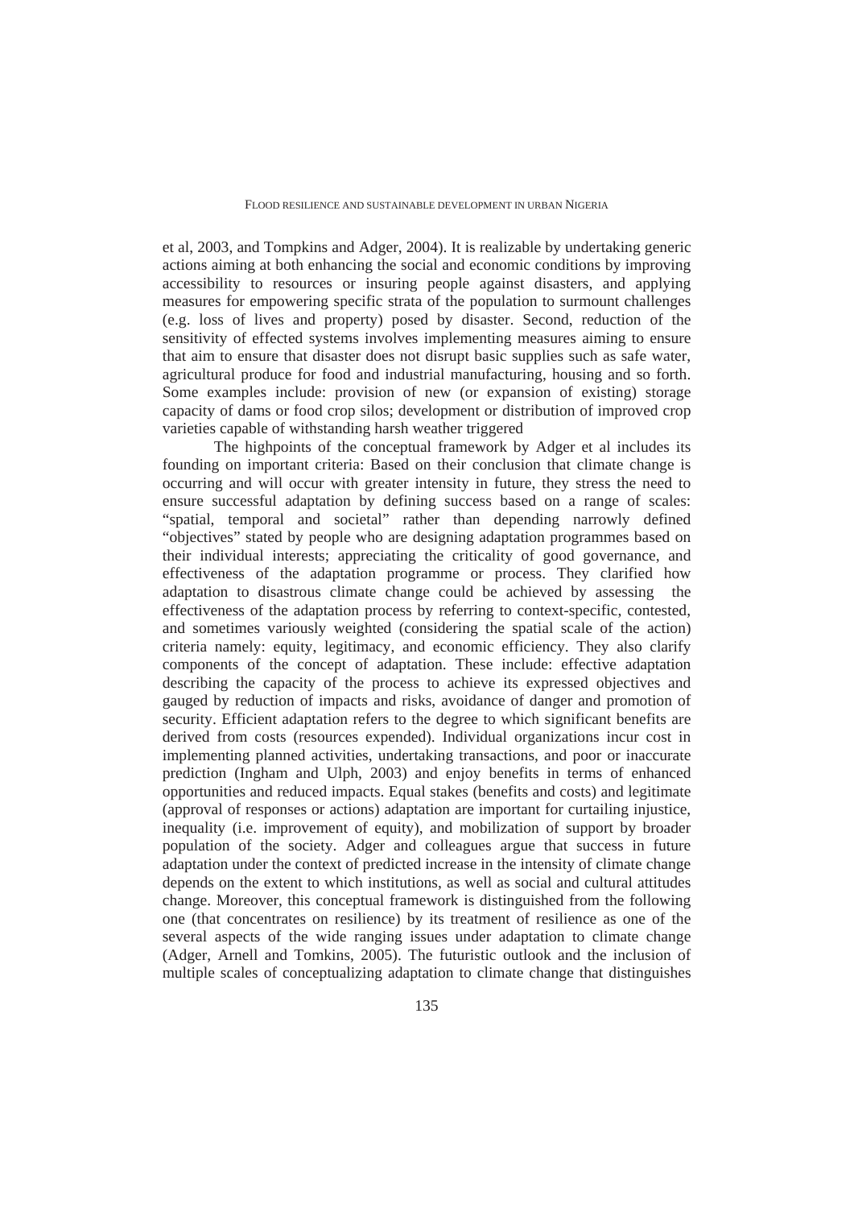et al, 2003, and Tompkins and Adger, 2004). It is realizable by undertaking generic actions aiming at both enhancing the social and economic conditions by improving accessibility to resources or insuring people against disasters, and applying measures for empowering specific strata of the population to surmount challenges (e.g. loss of lives and property) posed by disaster. Second, reduction of the sensitivity of effected systems involves implementing measures aiming to ensure that aim to ensure that disaster does not disrupt basic supplies such as safe water, agricultural produce for food and industrial manufacturing, housing and so forth. Some examples include: provision of new (or expansion of existing) storage capacity of dams or food crop silos; development or distribution of improved crop varieties capable of withstanding harsh weather triggered

The highpoints of the conceptual framework by Adger et al includes its founding on important criteria: Based on their conclusion that climate change is occurring and will occur with greater intensity in future, they stress the need to ensure successful adaptation by defining success based on a range of scales: "spatial, temporal and societal" rather than depending narrowly defined "objectives" stated by people who are designing adaptation programmes based on their individual interests; appreciating the criticality of good governance, and effectiveness of the adaptation programme or process. They clarified how adaptation to disastrous climate change could be achieved by assessing the effectiveness of the adaptation process by referring to context-specific, contested, and sometimes variously weighted (considering the spatial scale of the action) criteria namely: equity, legitimacy, and economic efficiency. They also clarify components of the concept of adaptation. These include: effective adaptation describing the capacity of the process to achieve its expressed objectives and gauged by reduction of impacts and risks, avoidance of danger and promotion of security. Efficient adaptation refers to the degree to which significant benefits are derived from costs (resources expended). Individual organizations incur cost in implementing planned activities, undertaking transactions, and poor or inaccurate prediction (Ingham and Ulph, 2003) and enjoy benefits in terms of enhanced opportunities and reduced impacts. Equal stakes (benefits and costs) and legitimate (approval of responses or actions) adaptation are important for curtailing injustice, inequality (i.e. improvement of equity), and mobilization of support by broader population of the society. Adger and colleagues argue that success in future adaptation under the context of predicted increase in the intensity of climate change depends on the extent to which institutions, as well as social and cultural attitudes change. Moreover, this conceptual framework is distinguished from the following one (that concentrates on resilience) by its treatment of resilience as one of the several aspects of the wide ranging issues under adaptation to climate change (Adger, Arnell and Tomkins, 2005). The futuristic outlook and the inclusion of multiple scales of conceptualizing adaptation to climate change that distinguishes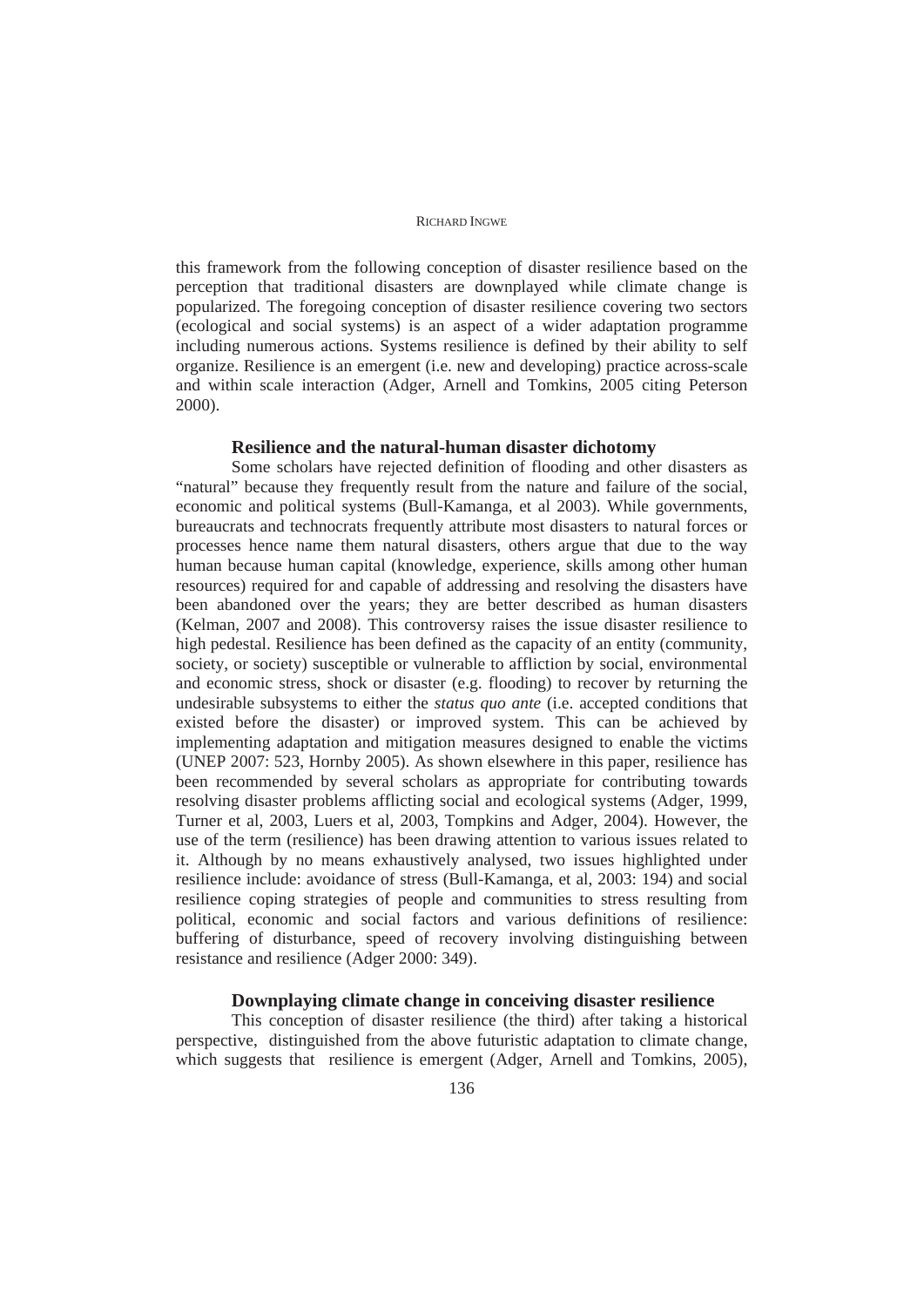this framework from the following conception of disaster resilience based on the perception that traditional disasters are downplayed while climate change is popularized. The foregoing conception of disaster resilience covering two sectors (ecological and social systems) is an aspect of a wider adaptation programme including numerous actions. Systems resilience is defined by their ability to self organize. Resilience is an emergent (i.e. new and developing) practice across-scale and within scale interaction (Adger, Arnell and Tomkins, 2005 citing Peterson 2000).

### Resilience and the natural-human disaster dichotomy

Some scholars have rejected definition of flooding and other disasters as "natural" because they frequently result from the nature and failure of the social, economic and political systems (Bull-Kamanga, et al 2003). While governments, bureaucrats and technocrats frequently attribute most disasters to natural forces or processes hence name them natural disasters, others argue that due to the way human because human capital (knowledge, experience, skills among other human resources) required for and capable of addressing and resolving the disasters have been abandoned over the years; they are better described as human disasters (Kelman, 2007 and 2008). This controversy raises the issue disaster resilience to high pedestal. Resilience has been defined as the capacity of an entity (community, society, or society) susceptible or vulnerable to affliction by social, environmental and economic stress, shock or disaster (e.g. flooding) to recover by returning the undesirable subsystems to either the *status quo ante* (i.e. accepted conditions that existed before the disaster) or improved system. This can be achieved by implementing adaptation and mitigation measures designed to enable the victims (UNEP 2007: 523, Hornby 2005). As shown elsewhere in this paper, resilience has been recommended by several scholars as appropriate for contributing towards resolving disaster problems afflicting social and ecological systems (Adger, 1999, Turner et al, 2003, Luers et al, 2003, Tompkins and Adger, 2004). However, the use of the term (resilience) has been drawing attention to various issues related to it. Although by no means exhaustively analysed, two issues highlighted under resilience include: avoidance of stress (Bull-Kamanga, et al, 2003: 194) and social resilience coping strategies of people and communities to stress resulting from political, economic and social factors and various definitions of resilience: buffering of disturbance, speed of recovery involving distinguishing between resistance and resilience (Adger 2000: 349).

### Downplaying climate change in conceiving disaster resilience

This conception of disaster resilience (the third) after taking a historical perspective, distinguished from the above futuristic adaptation to climate change, which suggests that resilience is emergent (Adger, Arnell and Tomkins, 2005),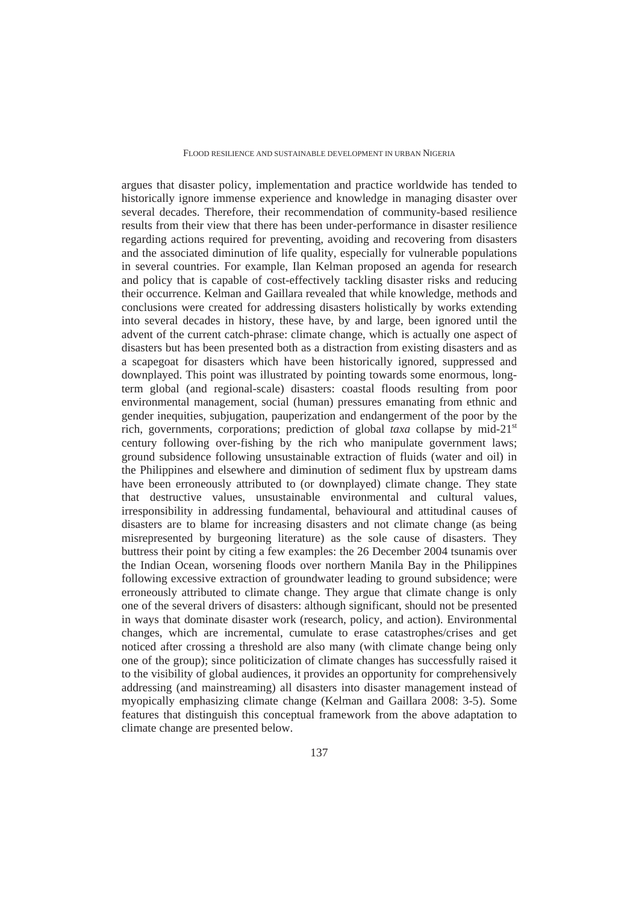argues that disaster policy, implementation and practice worldwide has tended to historically ignore immense experience and knowledge in managing disaster over several decades. Therefore, their recommendation of community-based resilience results from their view that there has been under-performance in disaster resilience regarding actions required for preventing, avoiding and recovering from disasters and the associated diminution of life quality, especially for vulnerable populations in several countries. For example, Ilan Kelman proposed an agenda for research and policy that is capable of cost-effectively tackling disaster risks and reducing their occurrence. Kelman and Gaillara revealed that while knowledge, methods and conclusions were created for addressing disasters holistically by works extending into several decades in history, these have, by and large, been ignored until the advent of the current catch-phrase: climate change, which is actually one aspect of disasters but has been presented both as a distraction from existing disasters and as a scapegoat for disasters which have been historically ignored, suppressed and downplayed. This point was illustrated by pointing towards some enormous, long-term global (and regional-scale) disasters: coastal floods resulting from poor environmental management, social (human) pressures emanating from ethnic and gender inequities, subjugation, pauperization and endangerment of the poor by the rich, governments, corporations; prediction of global *taxa* collapse by mid-21st century following over-fishing by the rich who manipulate government laws; ground subsidence following unsustainable extraction of fluids (water and oil) in the Philippines and elsewhere and diminution of sediment flux by upstream dams have been erroneously attributed to (or downplayed) climate change. They state that destructive values, unsustainable environmental and cultural values, irresponsibility in addressing fundamental, behavioural and attitudinal causes of disasters are to blame for increasing disasters and not climate change (as being misrepresented by burgeoning literature) as the sole cause of disasters. They buttress their point by citing a few examples: the 26 December 2004 tsunamis over the Indian Ocean, worsening floods over northern Manila Bay in the Philippines following excessive extraction of groundwater leading to ground subsidence; were erroneously attributed to climate change. They argue that climate change is only one of the several drivers of disasters: although significant, should not be presented in ways that dominate disaster work (research, policy, and action). Environmental changes, which are incremental, cumulate to erase catastrophes/crises and get noticed after crossing a threshold are also many (with climate change being only one of the group); since politicization of climate changes has successfully raised it to the visibility of global audiences, it provides an opportunity for comprehensively addressing (and mainstreaming) all disasters into disaster management instead of myopically emphasizing climate change (Kelman and Gaillara 2008: 3-5). Some features that distinguish this conceptual framework from the above adaptation to climate change are presented below.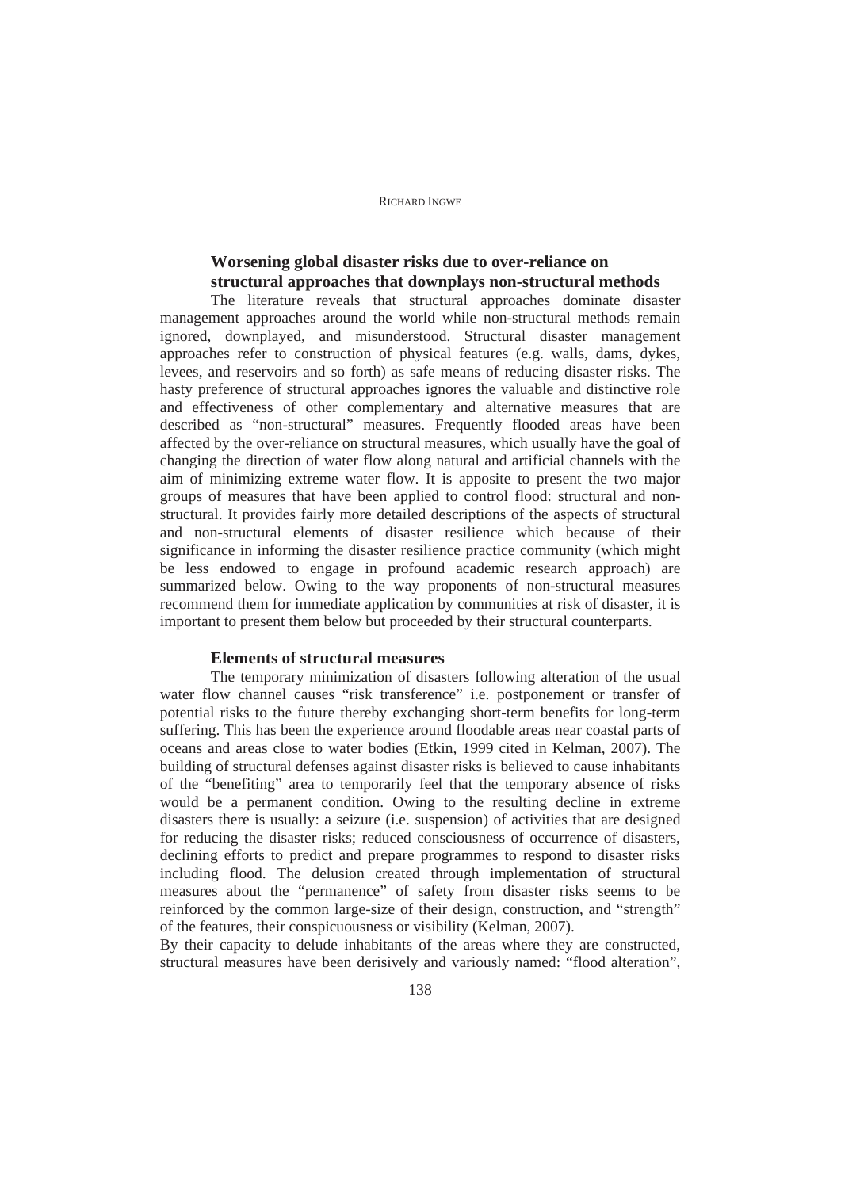### Worsening global disaster risks due to over-reliance on structural approaches that downplays non-structural methods

The literature reveals that structural approaches dominate disaster management approaches around the world while non-structural methods remain ignored, downplayed, and misunderstood. Structural disaster management approaches refer to construction of physical features (e.g. walls, dams, dykes, levees, and reservoirs and so forth) as safe means of reducing disaster risks. The hasty preference of structural approaches ignores the valuable and distinctive role and effectiveness of other complementary and alternative measures that are described as "non-structural" measures. Frequently flooded areas have been affected by the over-reliance on structural measures, which usually have the goal of changing the direction of water flow along natural and artificial channels with the aim of minimizing extreme water flow. It is apposite to present the two major groups of measures that have been applied to control flood: structural and non-structural. It provides fairly more detailed descriptions of the aspects of structural and non-structural elements of disaster resilience which because of their significance in informing the disaster resilience practice community (which might be less endowed to engage in profound academic research approach) are summarized below. Owing to the way proponents of non-structural measures recommend them for immediate application by communities at risk of disaster, it is important to present them below but proceeded by their structural counterparts.

### Elements of structural measures

The temporary minimization of disasters following alteration of the usual water flow channel causes "risk transference" i.e. postponement or transfer of potential risks to the future thereby exchanging short-term benefits for long-term suffering. This has been the experience around floodable areas near coastal parts of oceans and areas close to water bodies (Etkin, 1999 cited in Kelman, 2007). The building of structural defenses against disaster risks is believed to cause inhabitants of the "benefiting" area to temporarily feel that the temporary absence of risks would be a permanent condition. Owing to the resulting decline in extreme disasters there is usually: a seizure (i.e. suspension) of activities that are designed for reducing the disaster risks; reduced consciousness of occurrence of disasters, declining efforts to predict and prepare programmes to respond to disaster risks including flood. The delusion created through implementation of structural measures about the "permanence" of safety from disaster risks seems to be reinforced by the common large-size of their design, construction, and "strength" of the features, their conspicuousness or visibility (Kelman, 2007).

By their capacity to delude inhabitants of the areas where they are constructed, structural measures have been derisively and variously named: "flood alteration",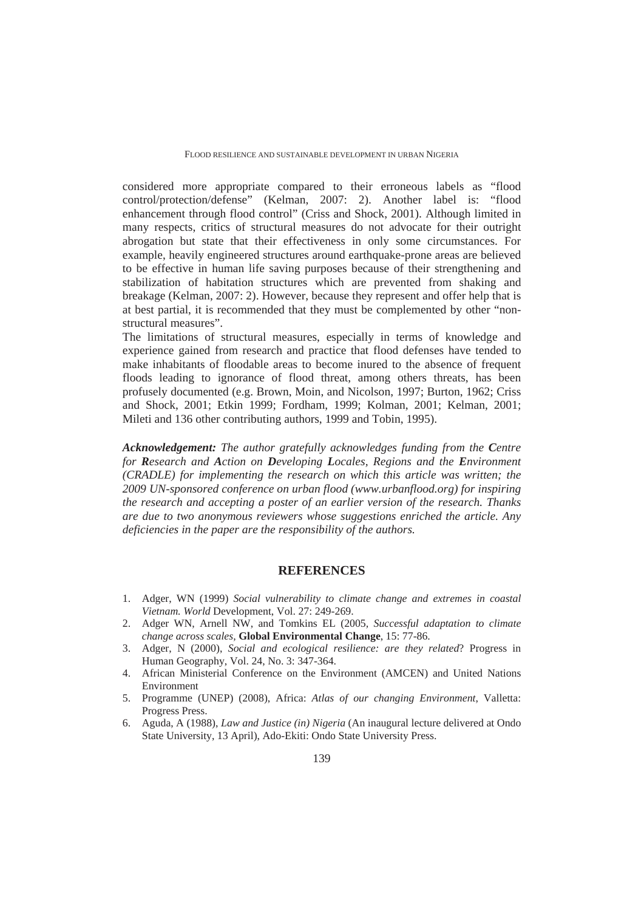considered more appropriate compared to their erroneous labels as "flood control/protection/defense" (Kelman, 2007: 2). Another label is: "flood enhancement through flood control" (Criss and Shock, 2001). Although limited in many respects, critics of structural measures do not advocate for their outright abrogation but state that their effectiveness in only some circumstances. For example, heavily engineered structures around earthquake-prone areas are believed to be effective in human life saving purposes because of their strengthening and stabilization of habitation structures which are prevented from shaking and breakage (Kelman, 2007: 2). However, because they represent and offer help that is at best partial, it is recommended that they must be complemented by other "non-structural measures".

The limitations of structural measures, especially in terms of knowledge and experience gained from research and practice that flood defenses have tended to make inhabitants of floodable areas to become inured to the absence of frequent floods leading to ignorance of flood threat, among others threats, has been profusely documented (e.g. Brown, Moin, and Nicolson, 1997; Burton, 1962; Criss and Shock, 2001; Etkin 1999; Fordham, 1999; Kolman, 2001; Kelman, 2001; Mileti and 136 other contributing authors, 1999 and Tobin, 1995).

***Acknowledgement:*** ***The author gratefully acknowledges funding from the Centre for Research and Action on Developing Locales, Regions and the Environment (CRADLE) for implementing the research on which this article was written; the 2009 UN-sponsored conference on urban flood (www.urbanflood.org) for inspiring the research and accepting a poster of an earlier version of the research. Thanks are due to two anonymous reviewers whose suggestions enriched the article. Any deficiencies in the paper are the responsibility of the authors.***

## REFERENCES

1. Adger, WN (1999) *Social vulnerability to climate change and extremes in coastal Vietnam. World* Development, Vol. 27: 249-269.
2. Adger WN, Arnell NW, and Tomkins EL (2005, *Successful adaptation to climate change across scales,* **Global Environmental Change**, 15: 77-86.
3. Adger, N (2000), *Social and ecological resilience: are they related*? Progress in Human Geography, Vol. 24, No. 3: 347-364.
4. African Ministerial Conference on the Environment (AMCEN) and United Nations Environment
5. Programme (UNEP) (2008), Africa: *Atlas of our changing Environment*, Valletta: Progress Press.
6. Aguda, A (1988), *Law and Justice (in) Nigeria* (An inaugural lecture delivered at Ondo State University, 13 April), Ado-Ekiti: Ondo State University Press.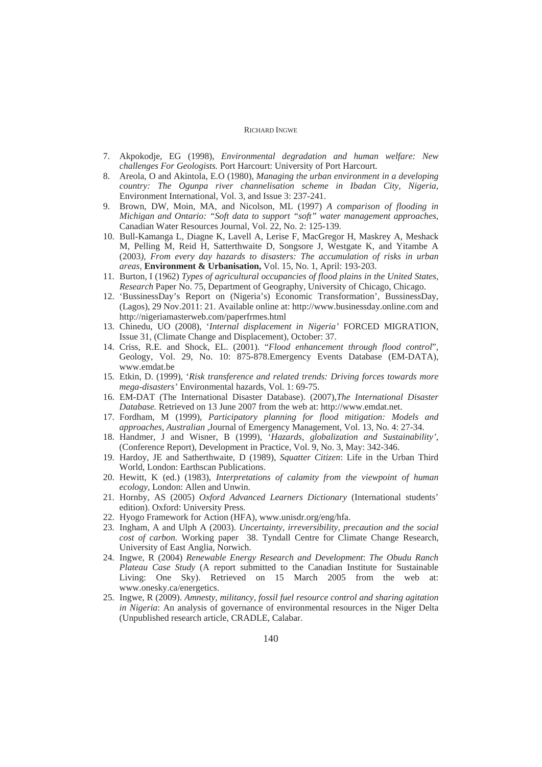7. Akpokodje, EG (1998), *Environmental degradation and human welfare: New challenges For Geologists.* Port Harcourt: University of Port Harcourt.
8. Areola, O and Akintola, E.O (1980), *Managing the urban environment in a developing country: The Ogunpa river channelisation scheme in Ibadan City, Nigeria*, Environment International, Vol. 3, and Issue 3: 237-241.
9. Brown, DW, Moin, MA, and Nicolson, ML (1997) *A comparison of flooding in Michigan and Ontario: "Soft data to support "soft" water management approaches*, Canadian Water Resources Journal, Vol. 22, No. 2: 125-139.
10. Bull-Kamanga L, Diagne K, Lavell A, Lerise F, MacGregor H, Maskrey A, Meshack M, Pelling M, Reid H, Satterthwaite D, Songsore J, Westgate K, and Yitambe A (2003*), From every day hazards to disasters: The accumulation of risks in urban areas*, **Environment & Urbanisation,** Vol. 15, No. 1, April: 193-203.
11. Burton, I (1962) *Types of agricultural occupancies of flood plains in the United States, Research* Paper No. 75, Department of Geography, University of Chicago, Chicago.
12. 'BussinessDay's Report on (Nigeria's) Economic Transformation', BussinessDay, (Lagos), 29 Nov.2011: 21. Available online at: http://www.businessday.online.com and http://nigeriamasterweb.com/paperfrmes.html
13. Chinedu, UO (2008), '*Internal displacement in Nigeria'* FORCED MIGRATION, Issue 31, (Climate Change and Displacement), October: 37.
14. Criss, R.E. and Shock, EL. (2001). "*Flood enhancement through flood control*", Geology, Vol. 29, No. 10: 875-878.Emergency Events Database (EM-DATA), www.emdat.be
15. Etkin, D. (1999), '*Risk transference and related trends: Driving forces towards more mega-disasters'* Environmental hazards, Vol. 1: 69-75.
16. EM-DAT (The International Disaster Database). (2007),*The International Disaster Database.* Retrieved on 13 June 2007 from the web at: http://www.emdat.net.
17. Fordham, M (1999), *Participatory planning for flood mitigation: Models and approaches, Australian* ,Journal of Emergency Management, Vol. 13, No. 4: 27-34.
18. Handmer, J and Wisner, B (1999), '*Hazards, globalization and Sustainability'*, (Conference Report), Development in Practice, Vol. 9, No. 3, May: 342-346.
19. Hardoy, JE and Satherthwaite, D (1989), *Squatter Citizen*: Life in the Urban Third World, London: Earthscan Publications.
20. Hewitt, K (ed.) (1983), *Interpretations of calamity from the viewpoint of human ecology*, London: Allen and Unwin.
21. Hornby, AS (2005) *Oxford Advanced Learners Dictionary* (International students' edition). Oxford: University Press.
22. Hyogo Framework for Action (HFA), www.unisdr.org/eng/hfa.
23. Ingham, A and Ulph A (2003). *Uncertainty, irreversibility, precaution and the social cost of carbon.* Working paper 38. Tyndall Centre for Climate Change Research, University of East Anglia, Norwich.
24. Ingwe, R (2004) *Renewable Energy Research and Development*: *The Obudu Ranch Plateau Case Study* (A report submitted to the Canadian Institute for Sustainable Living: One Sky). Retrieved on 15 March 2005 from the web at: www.onesky.ca/energetics.
25. Ingwe, R (2009). *Amnesty, militancy, fossil fuel resource control and sharing agitation in Nigeria*: An analysis of governance of environmental resources in the Niger Delta (Unpublished research article, CRADLE, Calabar.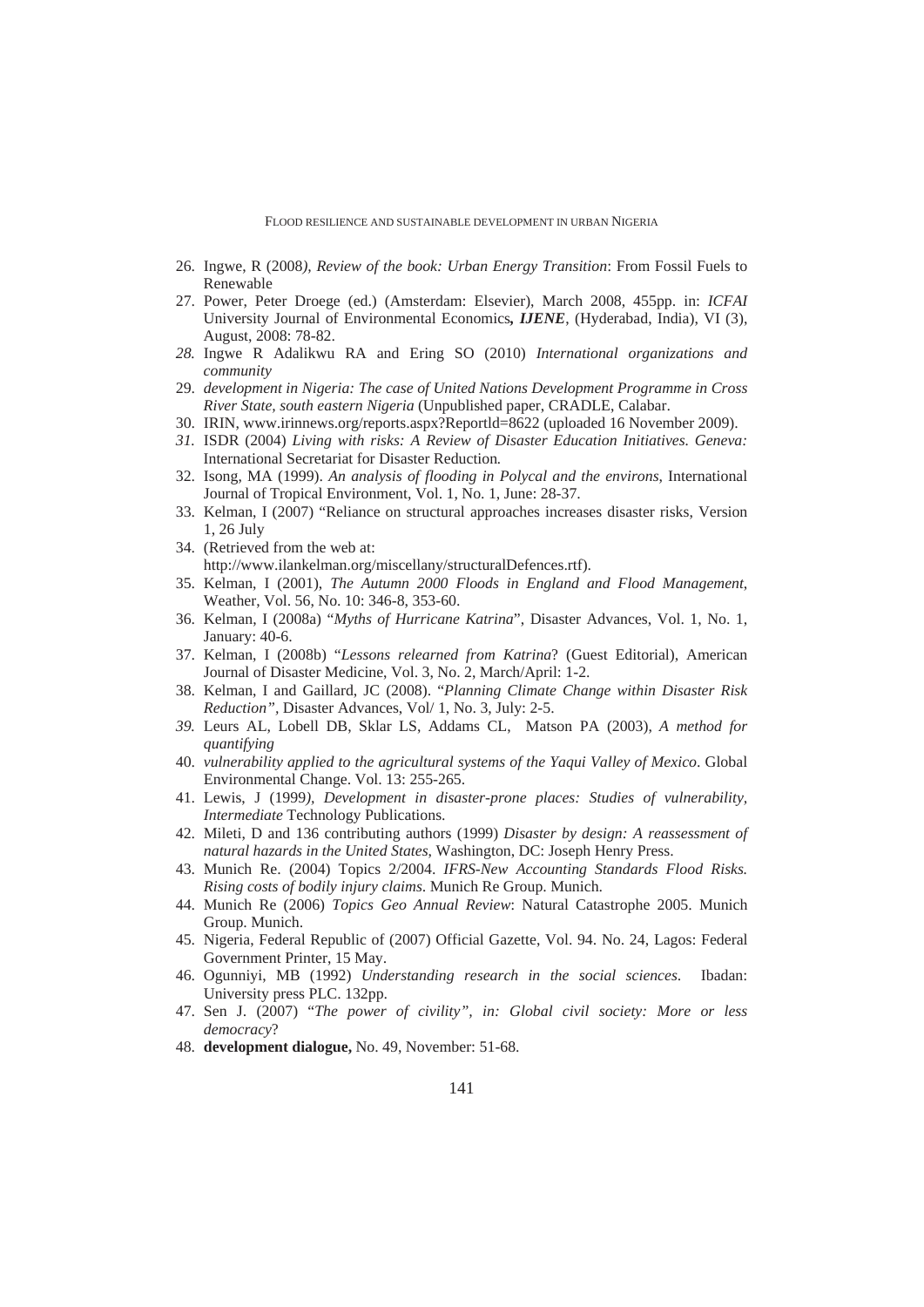26. Ingwe, R (2008*), Review of the book: Urban Energy Transition*: From Fossil Fuels to Renewable
27. Power, Peter Droege (ed.) (Amsterdam: Elsevier), March 2008, 455pp. in: *ICFAI* University Journal of Environmental Economics*, **IJENE***, (Hyderabad, India), VI (3), August, 2008: 78-82.
28. Ingwe R Adalikwu RA and Ering SO (2010) *International organizations and community*
29. *development in Nigeria: The case of United Nations Development Programme in Cross River State, south eastern Nigeria* (Unpublished paper, CRADLE, Calabar.
30. IRIN, www.irinnews.org/reports.aspx?ReportId=8622 (uploaded 16 November 2009).
31. ISDR (2004) *Living with risks: A Review of Disaster Education Initiatives. Geneva:* International Secretariat for Disaster Reduction*.*
32. Isong, MA (1999). *An analysis of flooding in Polycal and the environs*, International Journal of Tropical Environment, Vol. 1, No. 1, June: 28-37.
33. Kelman, I (2007) "Reliance on structural approaches increases disaster risks, Version 1, 26 July
34. (Retrieved from the web at: http://www.ilankelman.org/miscellany/structuralDefences.rtf).
35. Kelman, I (2001), *The Autumn 2000 Floods in England and Flood Management*, Weather, Vol. 56, No. 10: 346-8, 353-60.
36. Kelman, I (2008a) "*Myths of Hurricane Katrina*", Disaster Advances, Vol. 1, No. 1, January: 40-6.
37. Kelman, I (2008b) "*Lessons relearned from Katrina*? (Guest Editorial), American Journal of Disaster Medicine, Vol. 3, No. 2, March/April: 1-2.
38. Kelman, I and Gaillard, JC (2008). "*Planning Climate Change within Disaster Risk Reduction",* Disaster Advances, Vol/ 1, No. 3, July: 2-5.
39. Leurs AL, Lobell DB, Sklar LS, Addams CL, Matson PA (2003), *A method for quantifying*
40. *vulnerability applied to the agricultural systems of the Yaqui Valley of Mexico*. Global Environmental Change. Vol. 13: 255-265.
41. Lewis, J (1999*), Development in disaster-prone places: Studies of vulnerability, Intermediate* Technology Publications.
42. Mileti, D and 136 contributing authors (1999) *Disaster by design: A reassessment of natural hazards in the United States*, Washington, DC: Joseph Henry Press.
43. Munich Re. (2004) Topics 2/2004. *IFRS-New Accounting Standards Flood Risks. Rising costs of bodily injury claims*. Munich Re Group. Munich.
44. Munich Re (2006) *Topics Geo Annual Review*: Natural Catastrophe 2005. Munich Group. Munich.
45. Nigeria, Federal Republic of (2007) Official Gazette, Vol. 94. No. 24, Lagos: Federal Government Printer, 15 May.
46. Ogunniyi, MB (1992) *Understanding research in the social sciences*. Ibadan: University press PLC. 132pp.
47. Sen J. (2007) "*The power of civility", in: Global civil society: More or less democracy*?
48. **development dialogue,** No. 49, November: 51-68.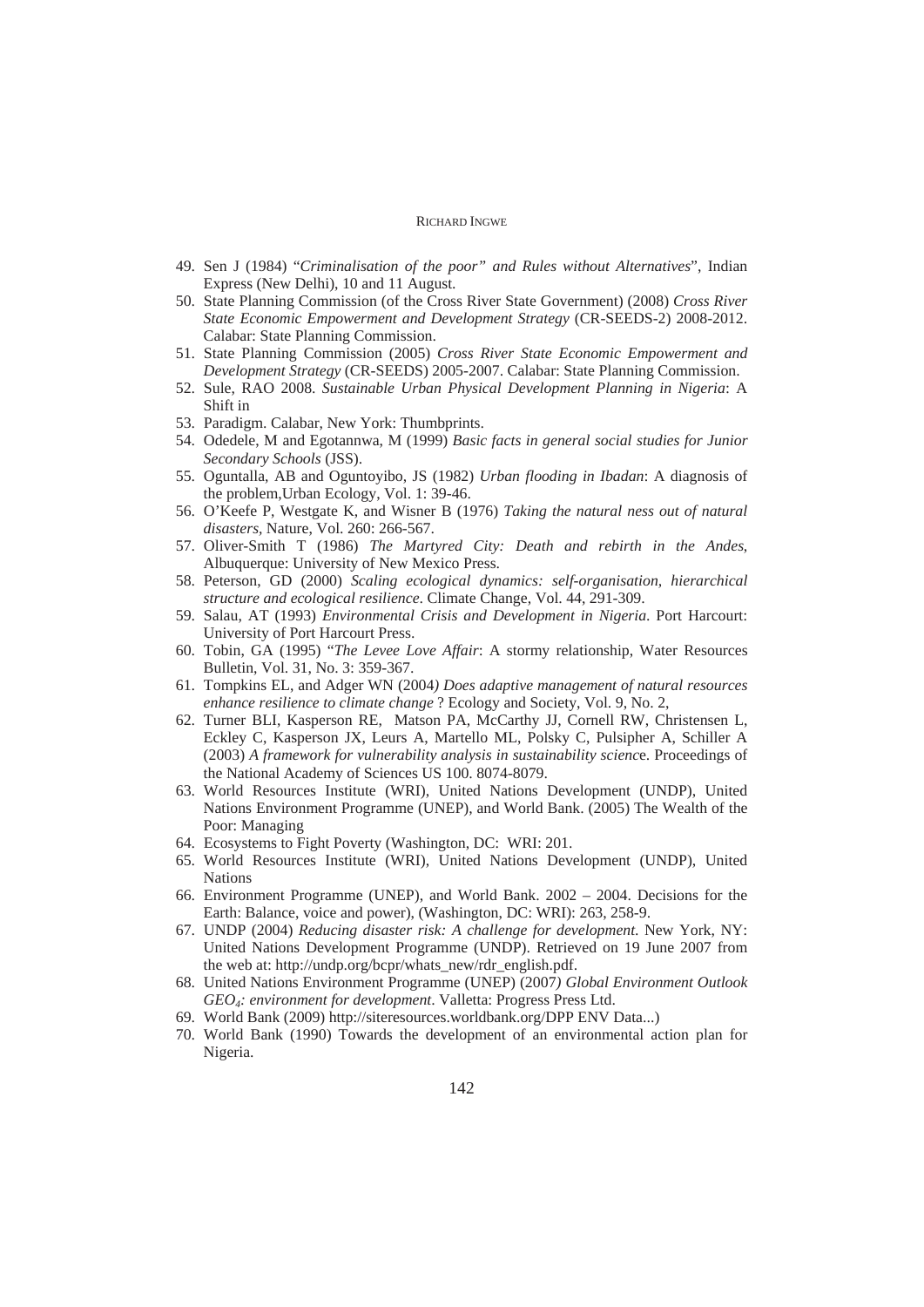49. Sen J (1984) "*Criminalisation of the poor" and Rules without Alternatives*", Indian Express (New Delhi), 10 and 11 August.
50. State Planning Commission (of the Cross River State Government) (2008) *Cross River State Economic Empowerment and Development Strategy* (CR-SEEDS-2) 2008-2012. Calabar: State Planning Commission.
51. State Planning Commission (2005) *Cross River State Economic Empowerment and Development Strategy* (CR-SEEDS) 2005-2007. Calabar: State Planning Commission.
52. Sule, RAO 2008. *Sustainable Urban Physical Development Planning in Nigeria*: A Shift in
53. Paradigm. Calabar, New York: Thumbprints.
54. Odedele, M and Egotannwa, M (1999) *Basic facts in general social studies for Junior Secondary Schools* (JSS).
55. Oguntalla, AB and Oguntoyibo, JS (1982) *Urban flooding in Ibadan*: A diagnosis of the problem,Urban Ecology, Vol. 1: 39-46.
56. O'Keefe P, Westgate K, and Wisner B (1976) *Taking the natural ness out of natural disasters*, Nature, Vol. 260: 266-567.
57. Oliver-Smith T (1986) *The Martyred City: Death and rebirth in the Andes*, Albuquerque: University of New Mexico Press.
58. Peterson, GD (2000) *Scaling ecological dynamics: self-organisation, hierarchical structure and ecological resilience*. Climate Change, Vol. 44, 291-309.
59. Salau, AT (1993) *Environmental Crisis and Development in Nigeria.* Port Harcourt: University of Port Harcourt Press.
60. Tobin, GA (1995) "*The Levee Love Affair*: A stormy relationship, Water Resources Bulletin, Vol. 31, No. 3: 359-367.
61. Tompkins EL, and Adger WN (2004*) Does adaptive management of natural resources enhance resilience to climate change* ? Ecology and Society, Vol. 9, No. 2,
62. Turner BLI, Kasperson RE, Matson PA, McCarthy JJ, Cornell RW, Christensen L, Eckley C, Kasperson JX, Leurs A, Martello ML, Polsky C, Pulsipher A, Schiller A (2003) *A framework for vulnerability analysis in sustainability scienc*e. Proceedings of the National Academy of Sciences US 100. 8074-8079.
63. World Resources Institute (WRI), United Nations Development (UNDP), United Nations Environment Programme (UNEP), and World Bank. (2005) The Wealth of the Poor: Managing
64. Ecosystems to Fight Poverty (Washington, DC: WRI: 201.
65. World Resources Institute (WRI), United Nations Development (UNDP), United Nations
66. Environment Programme (UNEP), and World Bank. 2002 – 2004. Decisions for the Earth: Balance, voice and power), (Washington, DC: WRI): 263, 258-9.
67. UNDP (2004) *Reducing disaster risk: A challenge for development*. New York, NY: United Nations Development Programme (UNDP). Retrieved on 19 June 2007 from the web at: http://undp.org/bcpr/whats_new/rdr_english.pdf.
68. United Nations Environment Programme (UNEP) (2007*) Global Environment Outlook GEO$_4$: environment for development*. Valletta: Progress Press Ltd.
69. World Bank (2009) http://siteresources.worldbank.org/DPP ENV Data...)
70. World Bank (1990) Towards the development of an environmental action plan for Nigeria.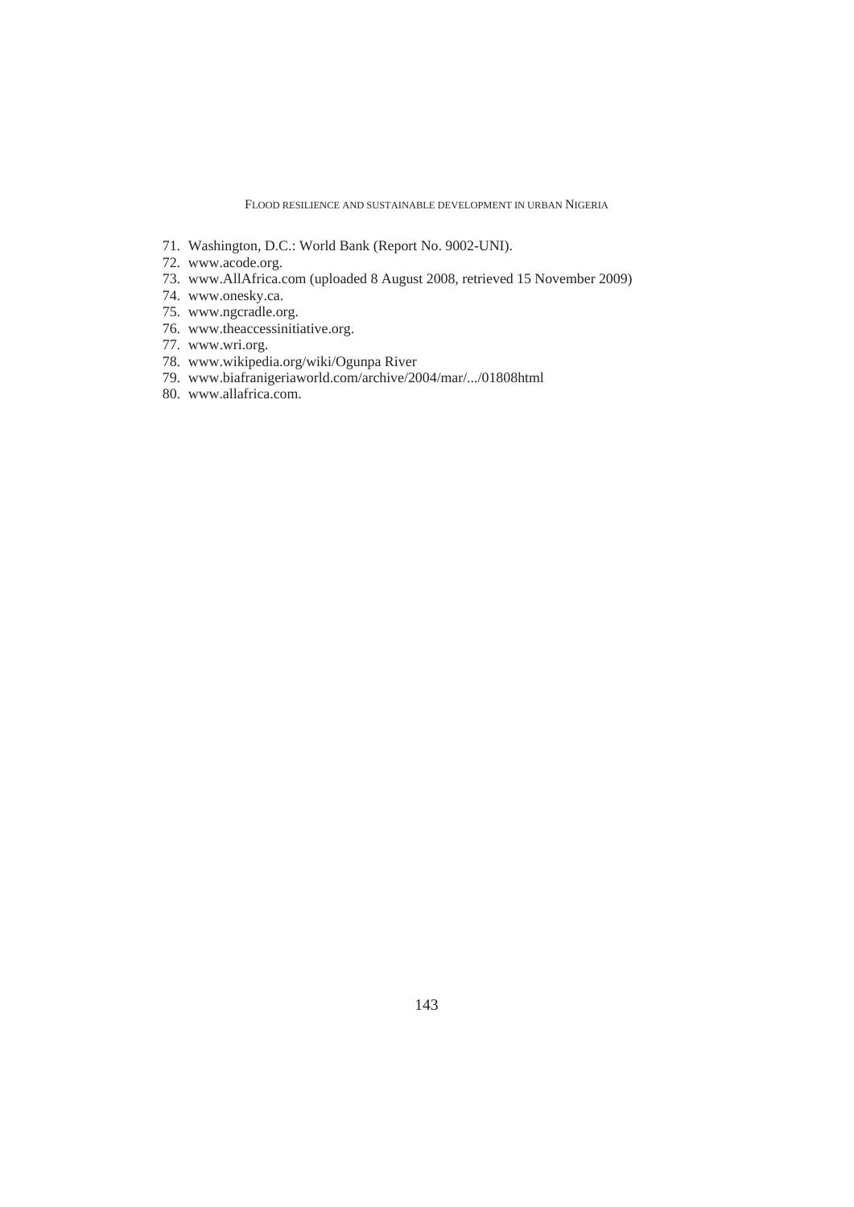71. Washington, D.C.: World Bank (Report No. 9002-UNI).
72. www.acode.org.
73. www.AllAfrica.com (uploaded 8 August 2008, retrieved 15 November 2009)
74. www.onesky.ca.
75. www.ngcradle.org.
76. www.theaccessinitiative.org.
77. www.wri.org.
78. www.wikipedia.org/wiki/Ogunpa River
79. www.biafranigeriaworld.com/archive/2004/mar/.../01808html
80. www.allafrica.com.